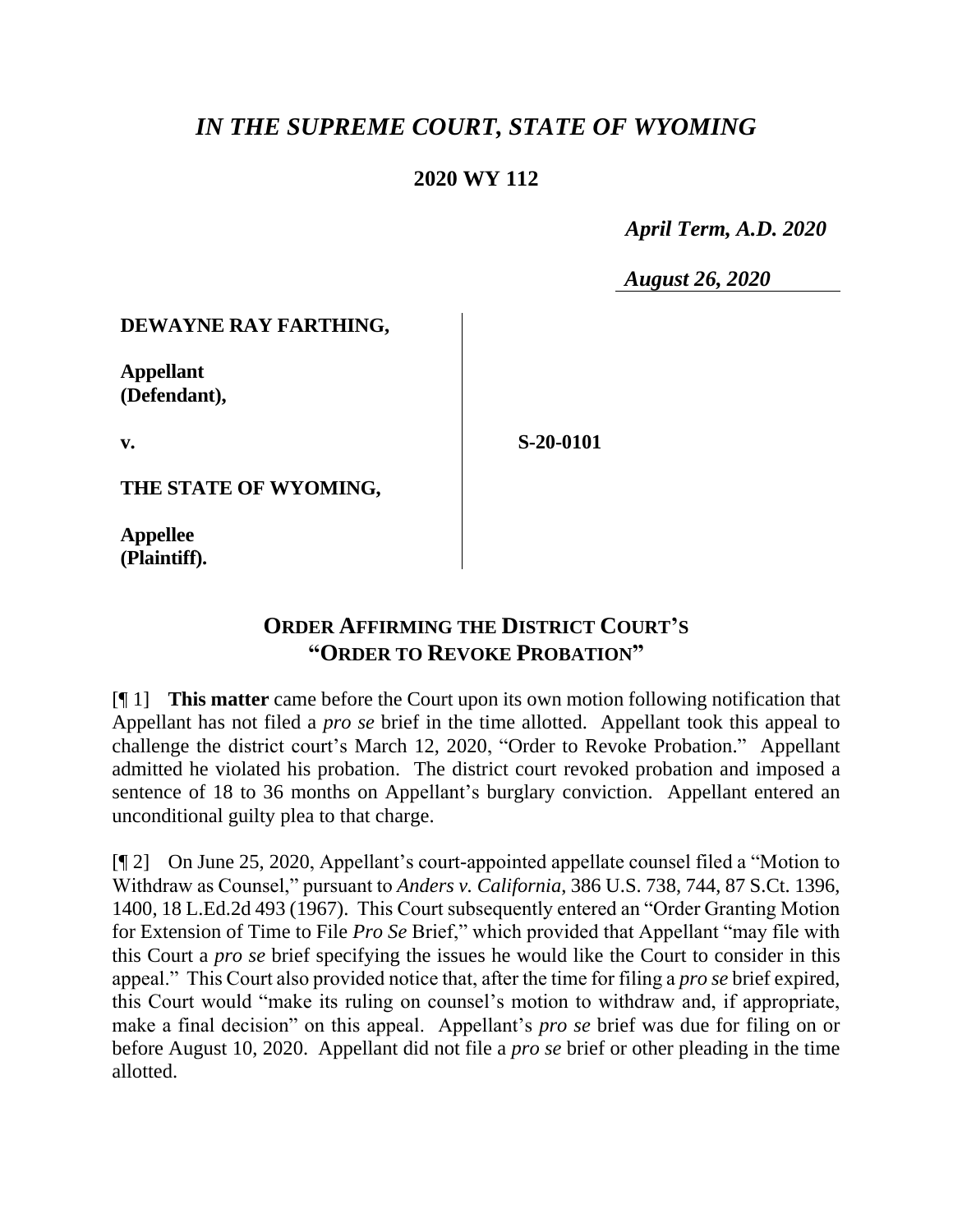# *IN THE SUPREME COURT, STATE OF WYOMING*

**2020 WY 112**

*April Term, A.D. 2020*

*August 26, 2020*

**DEWAYNE RAY FARTHING,**

**Appellant (Defendant),**

**v.**

**S-20-0101**

**THE STATE OF WYOMING,**

**Appellee (Plaintiff).**

## ORDER AFFIRMING THE DISTRICT COURT'S "ORDER TO REVOKE PROBATION"

[¶ 1] **This matter** came before the Court upon its own motion following notification that Appellant has not filed a *pro se* brief in the time allotted. Appellant took this appeal to challenge the district court's March 12, 2020, "Order to Revoke Probation." Appellant admitted he violated his probation. The district court revoked probation and imposed a sentence of 18 to 36 months on Appellant's burglary conviction. Appellant entered an unconditional guilty plea to that charge.

[¶ 2] On June 25, 2020, Appellant's court-appointed appellate counsel filed a "Motion to Withdraw as Counsel," pursuant to *Anders v. California*, 386 U.S. 738, 744, 87 S.Ct. 1396, 1400, 18 L.Ed.2d 493 (1967). This Court subsequently entered an "Order Granting Motion for Extension of Time to File *Pro Se* Brief," which provided that Appellant "may file with this Court a *pro se* brief specifying the issues he would like the Court to consider in this appeal." This Court also provided notice that, after the time for filing a *pro se* brief expired, this Court would "make its ruling on counsel's motion to withdraw and, if appropriate, make a final decision" on this appeal. Appellant's *pro se* brief was due for filing on or before August 10, 2020. Appellant did not file a *pro se* brief or other pleading in the time allotted.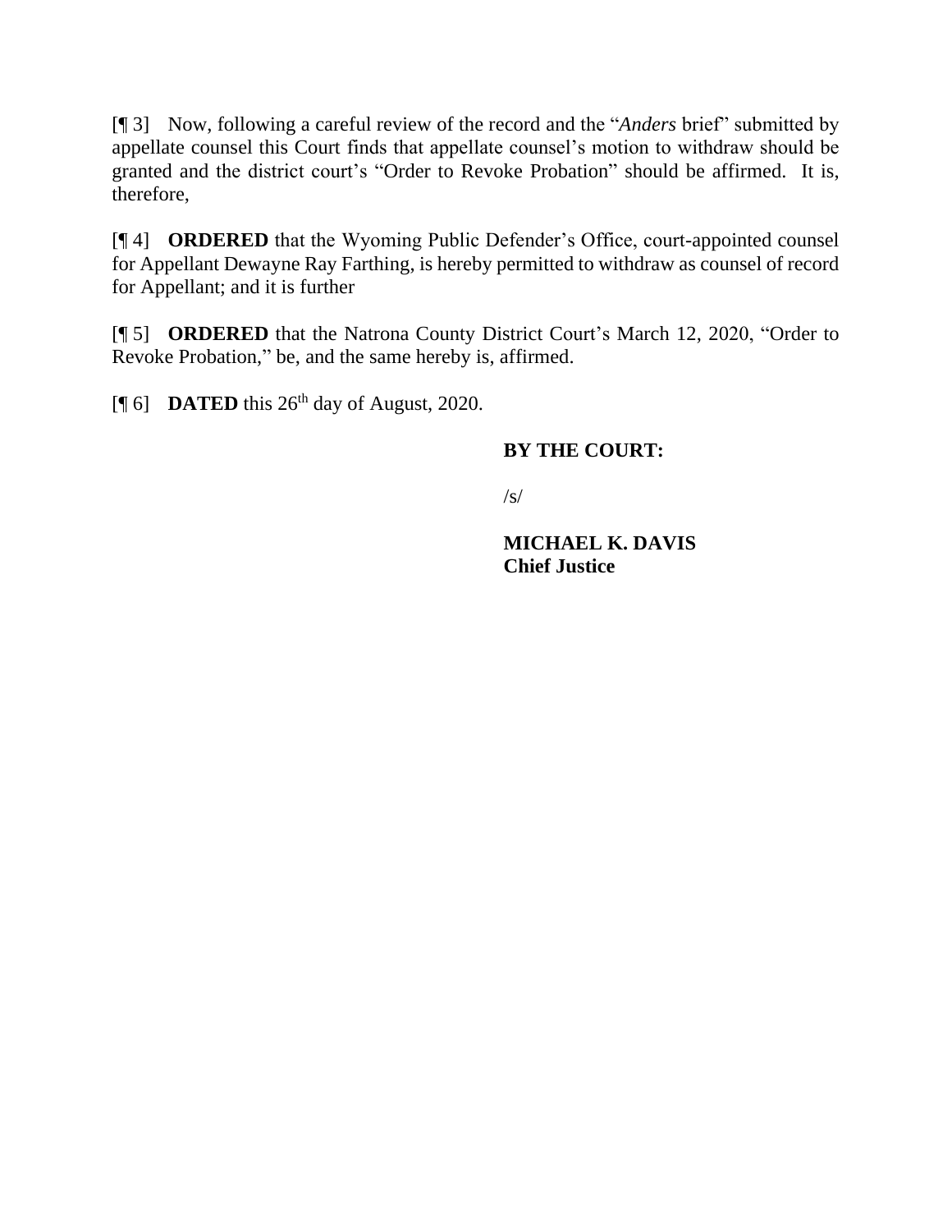[¶ 3] Now, following a careful review of the record and the "*Anders* brief" submitted by appellate counsel this Court finds that appellate counsel's motion to withdraw should be granted and the district court's "Order to Revoke Probation" should be affirmed. It is, therefore,

[¶ 4] **ORDERED** that the Wyoming Public Defender's Office, court-appointed counsel for Appellant Dewayne Ray Farthing, is hereby permitted to withdraw as counsel of record for Appellant; and it is further

[¶ 5] **ORDERED** that the Natrona County District Court's March 12, 2020, "Order to Revoke Probation," be, and the same hereby is, affirmed.

[¶ 6] **DATED** this 26th day of August, 2020.

**BY THE COURT:**

/s/

**MICHAEL K. DAVIS**
**Chief Justice**